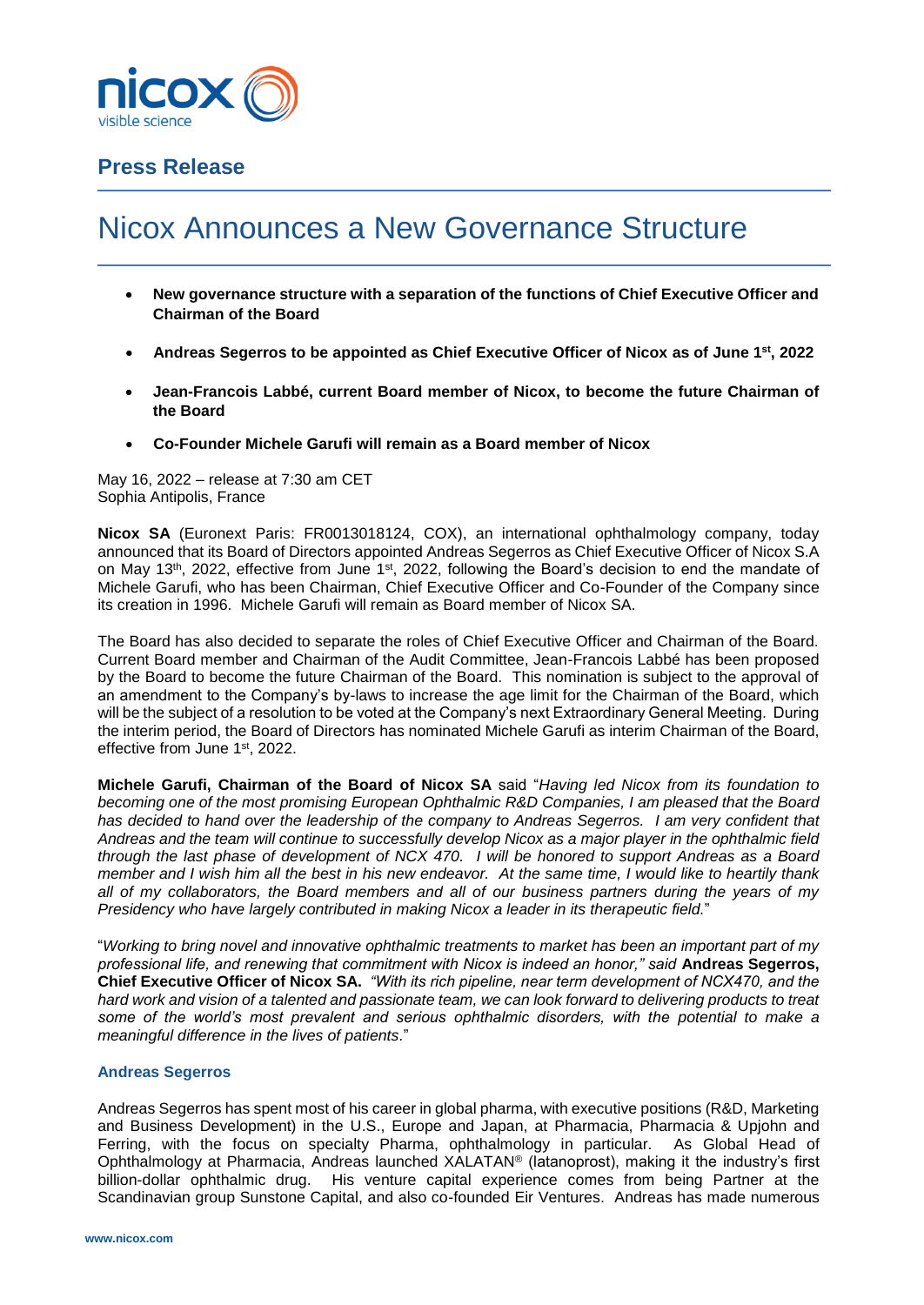## Press Release

# Nicox Announces a New Governance Structure

- **New governance structure with a separation of the functions of Chief Executive Officer and Chairman of the Board**
- **Andreas Segerros to be appointed as Chief Executive Officer of Nicox as of June 1st, 2022**
- **Jean-Francois Labbé, current Board member of Nicox, to become the future Chairman of the Board**
- **Co-Founder Michele Garufi will remain as a Board member of Nicox**

May 16, 2022 – release at 7:30 am CET
Sophia Antipolis, France

**Nicox SA** (Euronext Paris: FR0013018124, COX), an international ophthalmology company, today announced that its Board of Directors appointed Andreas Segerros as Chief Executive Officer of Nicox S.A on May 13th, 2022, effective from June 1st, 2022, following the Board's decision to end the mandate of Michele Garufi, who has been Chairman, Chief Executive Officer and Co-Founder of the Company since its creation in 1996. Michele Garufi will remain as Board member of Nicox SA.

The Board has also decided to separate the roles of Chief Executive Officer and Chairman of the Board. Current Board member and Chairman of the Audit Committee, Jean-Francois Labbé has been proposed by the Board to become the future Chairman of the Board. This nomination is subject to the approval of an amendment to the Company's by-laws to increase the age limit for the Chairman of the Board, which will be the subject of a resolution to be voted at the Company's next Extraordinary General Meeting. During the interim period, the Board of Directors has nominated Michele Garufi as interim Chairman of the Board, effective from June 1st, 2022.

**Michele Garufi, Chairman of the Board of Nicox SA** said "*Having led Nicox from its foundation to becoming one of the most promising European Ophthalmic R&D Companies, I am pleased that the Board has decided to hand over the leadership of the company to Andreas Segerros. I am very confident that Andreas and the team will continue to successfully develop Nicox as a major player in the ophthalmic field through the last phase of development of NCX 470. I will be honored to support Andreas as a Board member and I wish him all the best in his new endeavor. At the same time, I would like to heartily thank all of my collaborators, the Board members and all of our business partners during the years of my Presidency who have largely contributed in making Nicox a leader in its therapeutic field.*"

"*Working to bring novel and innovative ophthalmic treatments to market has been an important part of my professional life, and renewing that commitment with Nicox is indeed an honor," said* **Andreas Segerros, Chief Executive Officer of Nicox SA.** *"With its rich pipeline, near term development of NCX470, and the hard work and vision of a talented and passionate team, we can look forward to delivering products to treat some of the world's most prevalent and serious ophthalmic disorders, with the potential to make a meaningful difference in the lives of patients.*"

### Andreas Segerros

Andreas Segerros has spent most of his career in global pharma, with executive positions (R&D, Marketing and Business Development) in the U.S., Europe and Japan, at Pharmacia, Pharmacia & Upjohn and Ferring, with the focus on specialty Pharma, ophthalmology in particular. As Global Head of Ophthalmology at Pharmacia, Andreas launched XALATAN® (latanoprost), making it the industry's first billion-dollar ophthalmic drug. His venture capital experience comes from being Partner at the Scandinavian group Sunstone Capital, and also co-founded Eir Ventures. Andreas has made numerous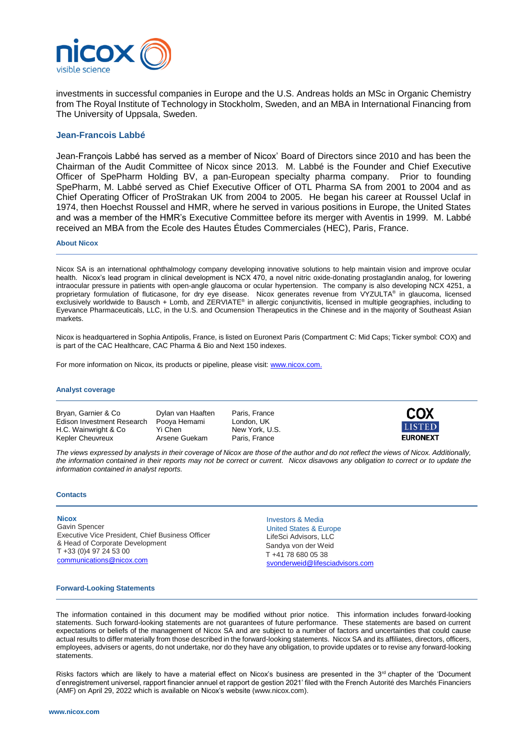investments in successful companies in Europe and the U.S. Andreas holds an MSc in Organic Chemistry from The Royal Institute of Technology in Stockholm, Sweden, and an MBA in International Financing from The University of Uppsala, Sweden.

### Jean-Francois Labbé

Jean-François Labbé has served as a member of Nicox' Board of Directors since 2010 and has been the Chairman of the Audit Committee of Nicox since 2013. M. Labbé is the Founder and Chief Executive Officer of SpePharm Holding BV, a pan-European specialty pharma company. Prior to founding SpePharm, M. Labbé served as Chief Executive Officer of OTL Pharma SA from 2001 to 2004 and as Chief Operating Officer of ProStrakan UK from 2004 to 2005. He began his career at Roussel Uclaf in 1974, then Hoechst Roussel and HMR, where he served in various positions in Europe, the United States and was a member of the HMR's Executive Committee before its merger with Aventis in 1999. M. Labbé received an MBA from the Ecole des Hautes Études Commerciales (HEC), Paris, France.

#### About Nicox

Nicox SA is an international ophthalmology company developing innovative solutions to help maintain vision and improve ocular health. Nicox's lead program in clinical development is NCX 470, a novel nitric oxide-donating prostaglandin analog, for lowering intraocular pressure in patients with open-angle glaucoma or ocular hypertension. The company is also developing NCX 4251, a proprietary formulation of fluticasone, for dry eye disease. Nicox generates revenue from VYZULTA® in glaucoma, licensed exclusively worldwide to Bausch + Lomb, and ZERVIATE® in allergic conjunctivitis, licensed in multiple geographies, including to Eyevance Pharmaceuticals, LLC, in the U.S. and Ocumension Therapeutics in the Chinese and in the majority of Southeast Asian markets.

Nicox is headquartered in Sophia Antipolis, France, is listed on Euronext Paris (Compartment C: Mid Caps; Ticker symbol: COX) and is part of the CAC Healthcare, CAC Pharma & Bio and Next 150 indexes.

For more information on Nicox, its products or pipeline, please visit: www.nicox.com.

#### Analyst coverage

| | | |
|---|---|---|
| Bryan, Garnier & Co | Dylan van Haaften | Paris, France |
| Edison Investment Research | Pooya Hemami | London, UK |
| H.C. Wainwright & Co | Yi Chen | New York, U.S. |
| Kepler Cheuvreux | Arsene Guekam | Paris, France |

COX LISTED EURONEXT

*The views expressed by analysts in their coverage of Nicox are those of the author and do not reflect the views of Nicox. Additionally, the information contained in their reports may not be correct or current. Nicox disavows any obligation to correct or to update the information contained in analyst reports.*

#### Contacts

**Nicox**
Gavin Spencer
Executive Vice President, Chief Business Officer & Head of Corporate Development
T +33 (0)4 97 24 53 00
communications@nicox.com

Investors & Media
United States & Europe
LifeSci Advisors, LLC
Sandya von der Weid
T +41 78 680 05 38
svonderweid@lifesciadvisors.com

#### Forward-Looking Statements

The information contained in this document may be modified without prior notice. This information includes forward-looking statements. Such forward-looking statements are not guarantees of future performance. These statements are based on current expectations or beliefs of the management of Nicox SA and are subject to a number of factors and uncertainties that could cause actual results to differ materially from those described in the forward-looking statements. Nicox SA and its affiliates, directors, officers, employees, advisers or agents, do not undertake, nor do they have any obligation, to provide updates or to revise any forward-looking statements.

Risks factors which are likely to have a material effect on Nicox's business are presented in the 3rd chapter of the 'Document d'enregistrement universel, rapport financier annuel et rapport de gestion 2021' filed with the French Autorité des Marchés Financiers (AMF) on April 29, 2022 which is available on Nicox's website (www.nicox.com).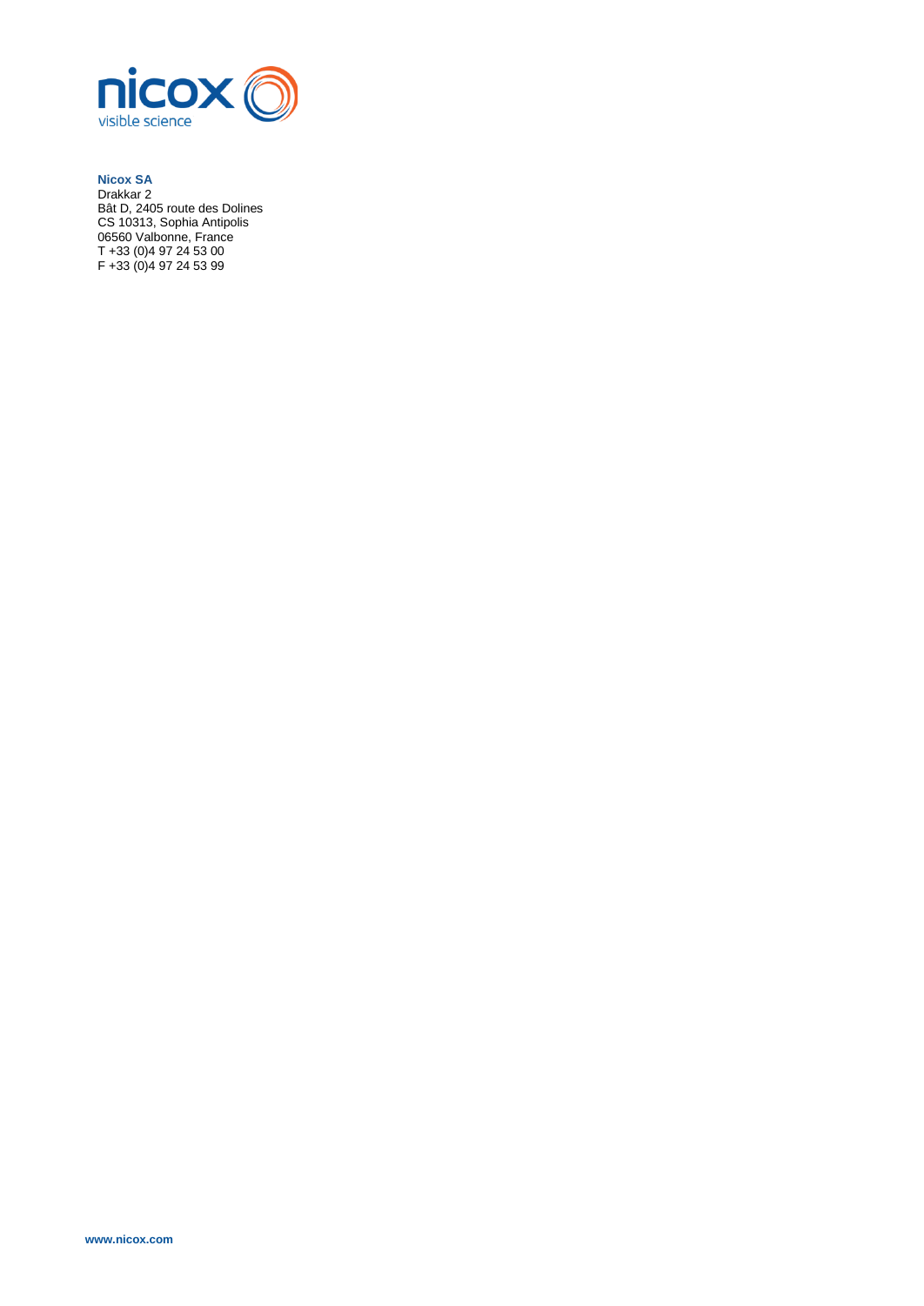nicox
visible science

**Nicox SA**
Drakkar 2
Bât D, 2405 route des Dolines
CS 10313, Sophia Antipolis
06560 Valbonne, France
T +33 (0)4 97 24 53 00
F +33 (0)4 97 24 53 99

**www.nicox.com**